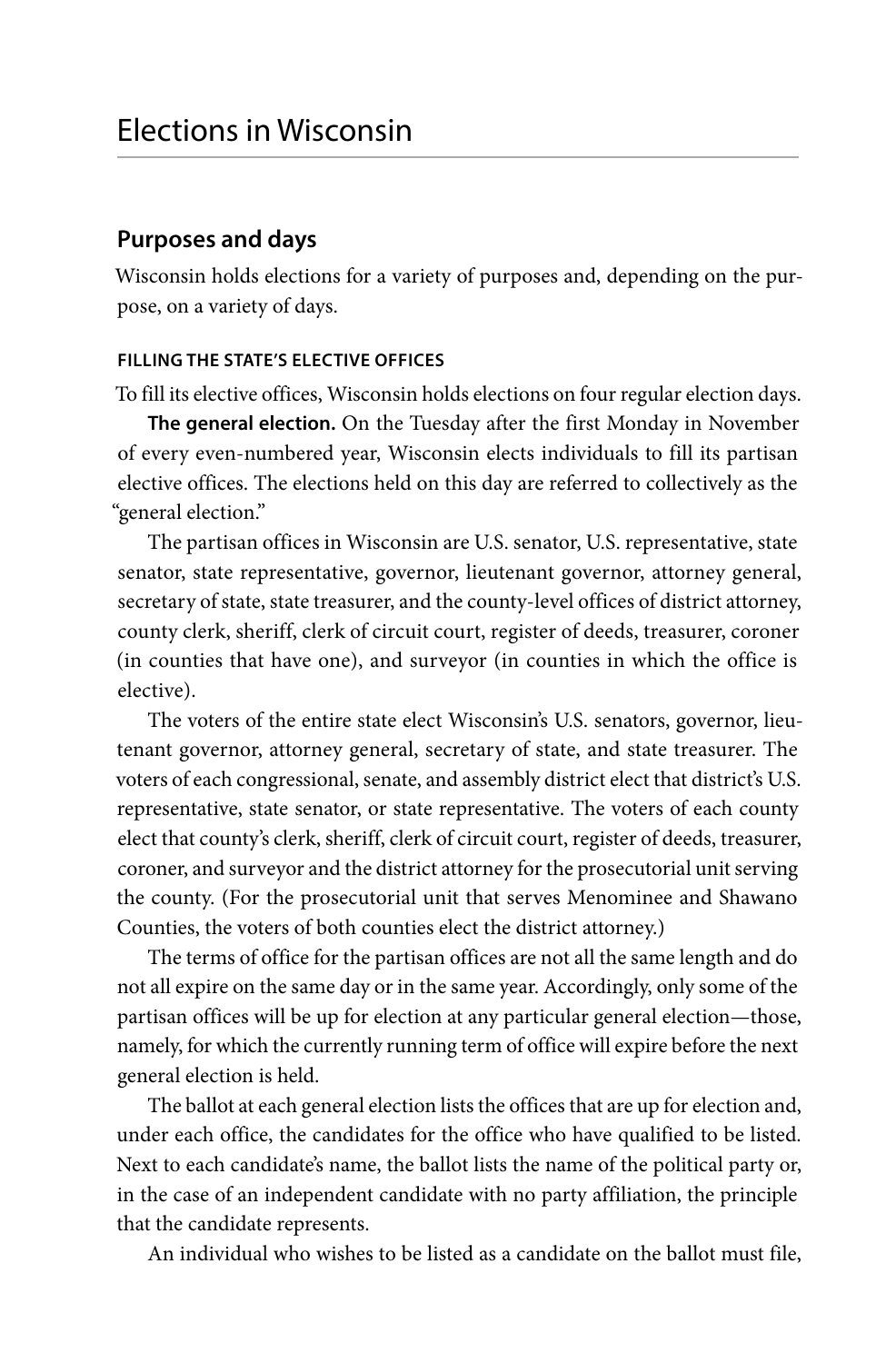# Elections in Wisconsin

## Purposes and days

Wisconsin holds elections for a variety of purposes and, depending on the purpose, on a variety of days.

### FILLING THE STATE'S ELECTIVE OFFICES

To fill its elective offices, Wisconsin holds elections on four regular election days.

**The general election.** On the Tuesday after the first Monday in November of every even-numbered year, Wisconsin elects individuals to fill its partisan elective offices. The elections held on this day are referred to collectively as the "general election."

The partisan offices in Wisconsin are U.S. senator, U.S. representative, state senator, state representative, governor, lieutenant governor, attorney general, secretary of state, state treasurer, and the county-level offices of district attorney, county clerk, sheriff, clerk of circuit court, register of deeds, treasurer, coroner (in counties that have one), and surveyor (in counties in which the office is elective).

The voters of the entire state elect Wisconsin's U.S. senators, governor, lieutenant governor, attorney general, secretary of state, and state treasurer. The voters of each congressional, senate, and assembly district elect that district's U.S. representative, state senator, or state representative. The voters of each county elect that county's clerk, sheriff, clerk of circuit court, register of deeds, treasurer, coroner, and surveyor and the district attorney for the prosecutorial unit serving the county. (For the prosecutorial unit that serves Menominee and Shawano Counties, the voters of both counties elect the district attorney.)

The terms of office for the partisan offices are not all the same length and do not all expire on the same day or in the same year. Accordingly, only some of the partisan offices will be up for election at any particular general election—those, namely, for which the currently running term of office will expire before the next general election is held.

The ballot at each general election lists the offices that are up for election and, under each office, the candidates for the office who have qualified to be listed. Next to each candidate's name, the ballot lists the name of the political party or, in the case of an independent candidate with no party affiliation, the principle that the candidate represents.

An individual who wishes to be listed as a candidate on the ballot must file,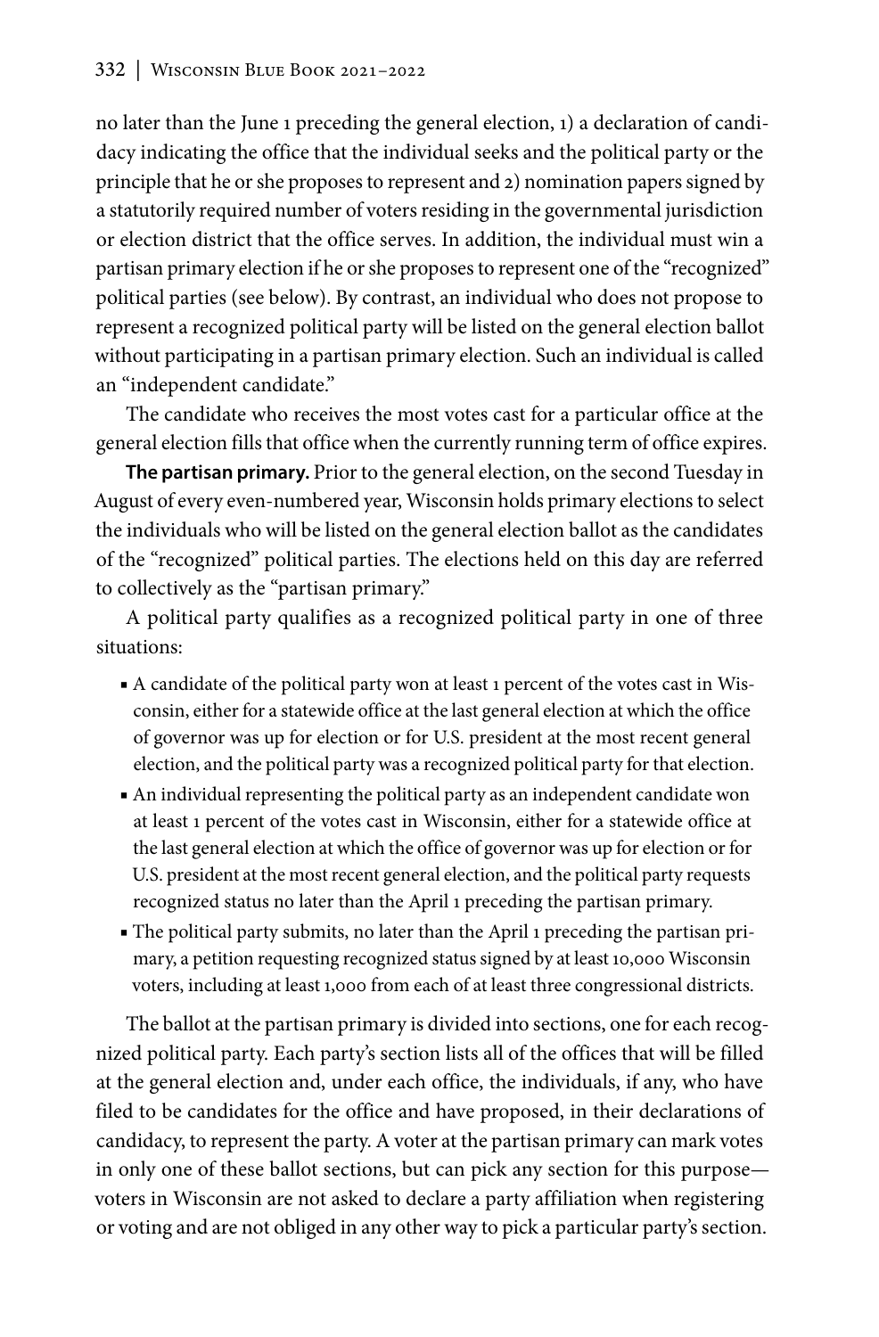no later than the June 1 preceding the general election, 1) a declaration of candidacy indicating the office that the individual seeks and the political party or the principle that he or she proposes to represent and 2) nomination papers signed by a statutorily required number of voters residing in the governmental jurisdiction or election district that the office serves. In addition, the individual must win a partisan primary election if he or she proposes to represent one of the "recognized" political parties (see below). By contrast, an individual who does not propose to represent a recognized political party will be listed on the general election ballot without participating in a partisan primary election. Such an individual is called an "independent candidate."

The candidate who receives the most votes cast for a particular office at the general election fills that office when the currently running term of office expires.

**The partisan primary.** Prior to the general election, on the second Tuesday in August of every even-numbered year, Wisconsin holds primary elections to select the individuals who will be listed on the general election ballot as the candidates of the "recognized" political parties. The elections held on this day are referred to collectively as the "partisan primary."

A political party qualifies as a recognized political party in one of three situations:

- A candidate of the political party won at least 1 percent of the votes cast in Wisconsin, either for a statewide office at the last general election at which the office of governor was up for election or for U.S. president at the most recent general election, and the political party was a recognized political party for that election.
- An individual representing the political party as an independent candidate won at least 1 percent of the votes cast in Wisconsin, either for a statewide office at the last general election at which the office of governor was up for election or for U.S. president at the most recent general election, and the political party requests recognized status no later than the April 1 preceding the partisan primary.
- The political party submits, no later than the April 1 preceding the partisan primary, a petition requesting recognized status signed by at least 10,000 Wisconsin voters, including at least 1,000 from each of at least three congressional districts.

The ballot at the partisan primary is divided into sections, one for each recognized political party. Each party's section lists all of the offices that will be filled at the general election and, under each office, the individuals, if any, who have filed to be candidates for the office and have proposed, in their declarations of candidacy, to represent the party. A voter at the partisan primary can mark votes in only one of these ballot sections, but can pick any section for this purpose—voters in Wisconsin are not asked to declare a party affiliation when registering or voting and are not obliged in any other way to pick a particular party's section.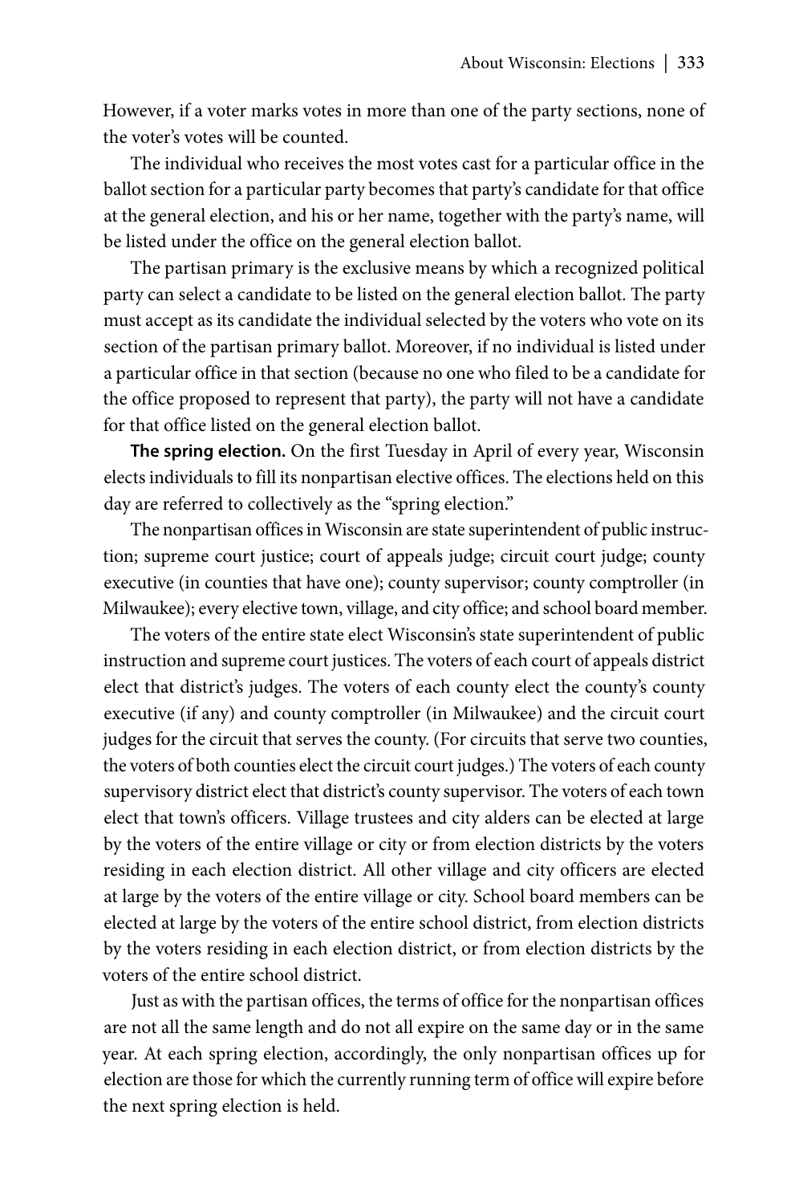However, if a voter marks votes in more than one of the party sections, none of the voter's votes will be counted.

The individual who receives the most votes cast for a particular office in the ballot section for a particular party becomes that party's candidate for that office at the general election, and his or her name, together with the party's name, will be listed under the office on the general election ballot.

The partisan primary is the exclusive means by which a recognized political party can select a candidate to be listed on the general election ballot. The party must accept as its candidate the individual selected by the voters who vote on its section of the partisan primary ballot. Moreover, if no individual is listed under a particular office in that section (because no one who filed to be a candidate for the office proposed to represent that party), the party will not have a candidate for that office listed on the general election ballot.

**The spring election.** On the first Tuesday in April of every year, Wisconsin elects individuals to fill its nonpartisan elective offices. The elections held on this day are referred to collectively as the "spring election."

The nonpartisan offices in Wisconsin are state superintendent of public instruction; supreme court justice; court of appeals judge; circuit court judge; county executive (in counties that have one); county supervisor; county comptroller (in Milwaukee); every elective town, village, and city office; and school board member.

The voters of the entire state elect Wisconsin's state superintendent of public instruction and supreme court justices. The voters of each court of appeals district elect that district's judges. The voters of each county elect the county's county executive (if any) and county comptroller (in Milwaukee) and the circuit court judges for the circuit that serves the county. (For circuits that serve two counties, the voters of both counties elect the circuit court judges.) The voters of each county supervisory district elect that district's county supervisor. The voters of each town elect that town's officers. Village trustees and city alders can be elected at large by the voters of the entire village or city or from election districts by the voters residing in each election district. All other village and city officers are elected at large by the voters of the entire village or city. School board members can be elected at large by the voters of the entire school district, from election districts by the voters residing in each election district, or from election districts by the voters of the entire school district.

Just as with the partisan offices, the terms of office for the nonpartisan offices are not all the same length and do not all expire on the same day or in the same year. At each spring election, accordingly, the only nonpartisan offices up for election are those for which the currently running term of office will expire before the next spring election is held.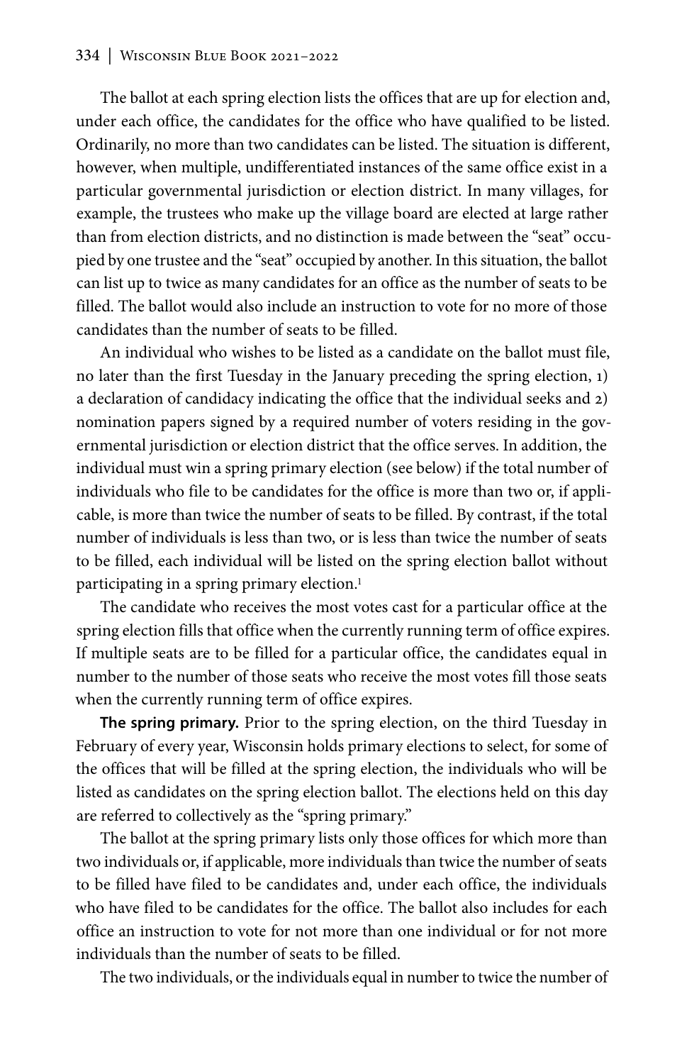The ballot at each spring election lists the offices that are up for election and, under each office, the candidates for the office who have qualified to be listed. Ordinarily, no more than two candidates can be listed. The situation is different, however, when multiple, undifferentiated instances of the same office exist in a particular governmental jurisdiction or election district. In many villages, for example, the trustees who make up the village board are elected at large rather than from election districts, and no distinction is made between the "seat" occupied by one trustee and the "seat" occupied by another. In this situation, the ballot can list up to twice as many candidates for an office as the number of seats to be filled. The ballot would also include an instruction to vote for no more of those candidates than the number of seats to be filled.

An individual who wishes to be listed as a candidate on the ballot must file, no later than the first Tuesday in the January preceding the spring election, 1) a declaration of candidacy indicating the office that the individual seeks and 2) nomination papers signed by a required number of voters residing in the governmental jurisdiction or election district that the office serves. In addition, the individual must win a spring primary election (see below) if the total number of individuals who file to be candidates for the office is more than two or, if applicable, is more than twice the number of seats to be filled. By contrast, if the total number of individuals is less than two, or is less than twice the number of seats to be filled, each individual will be listed on the spring election ballot without participating in a spring primary election.[1]

The candidate who receives the most votes cast for a particular office at the spring election fills that office when the currently running term of office expires. If multiple seats are to be filled for a particular office, the candidates equal in number to the number of those seats who receive the most votes fill those seats when the currently running term of office expires.

**The spring primary.** Prior to the spring election, on the third Tuesday in February of every year, Wisconsin holds primary elections to select, for some of the offices that will be filled at the spring election, the individuals who will be listed as candidates on the spring election ballot. The elections held on this day are referred to collectively as the "spring primary."

The ballot at the spring primary lists only those offices for which more than two individuals or, if applicable, more individuals than twice the number of seats to be filled have filed to be candidates and, under each office, the individuals who have filed to be candidates for the office. The ballot also includes for each office an instruction to vote for not more than one individual or for not more individuals than the number of seats to be filled.

The two individuals, or the individuals equal in number to twice the number of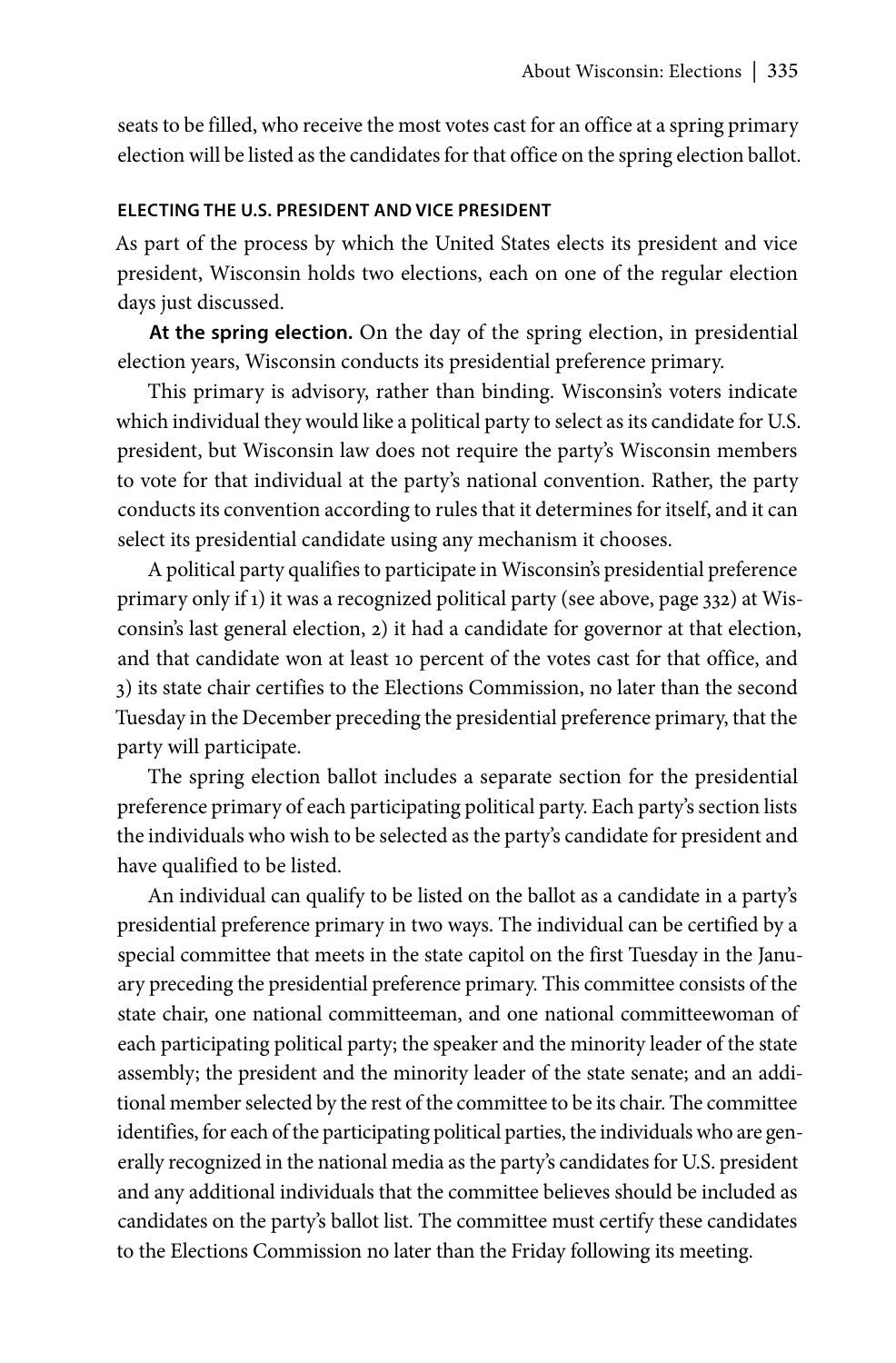seats to be filled, who receive the most votes cast for an office at a spring primary election will be listed as the candidates for that office on the spring election ballot.

### ELECTING THE U.S. PRESIDENT AND VICE PRESIDENT

As part of the process by which the United States elects its president and vice president, Wisconsin holds two elections, each on one of the regular election days just discussed.

**At the spring election.** On the day of the spring election, in presidential election years, Wisconsin conducts its presidential preference primary.

This primary is advisory, rather than binding. Wisconsin's voters indicate which individual they would like a political party to select as its candidate for U.S. president, but Wisconsin law does not require the party's Wisconsin members to vote for that individual at the party's national convention. Rather, the party conducts its convention according to rules that it determines for itself, and it can select its presidential candidate using any mechanism it chooses.

A political party qualifies to participate in Wisconsin's presidential preference primary only if 1) it was a recognized political party (see above, page 332) at Wisconsin's last general election, 2) it had a candidate for governor at that election, and that candidate won at least 10 percent of the votes cast for that office, and 3) its state chair certifies to the Elections Commission, no later than the second Tuesday in the December preceding the presidential preference primary, that the party will participate.

The spring election ballot includes a separate section for the presidential preference primary of each participating political party. Each party's section lists the individuals who wish to be selected as the party's candidate for president and have qualified to be listed.

An individual can qualify to be listed on the ballot as a candidate in a party's presidential preference primary in two ways. The individual can be certified by a special committee that meets in the state capitol on the first Tuesday in the January preceding the presidential preference primary. This committee consists of the state chair, one national committeeman, and one national committeewoman of each participating political party; the speaker and the minority leader of the state assembly; the president and the minority leader of the state senate; and an additional member selected by the rest of the committee to be its chair. The committee identifies, for each of the participating political parties, the individuals who are generally recognized in the national media as the party's candidates for U.S. president and any additional individuals that the committee believes should be included as candidates on the party's ballot list. The committee must certify these candidates to the Elections Commission no later than the Friday following its meeting.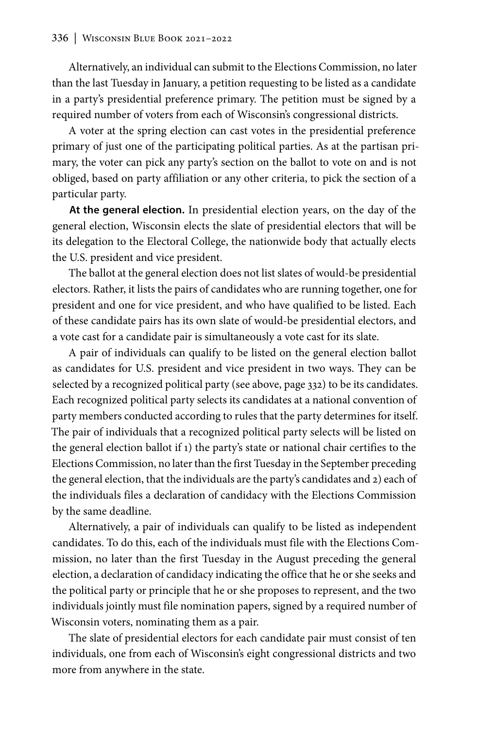Alternatively, an individual can submit to the Elections Commission, no later than the last Tuesday in January, a petition requesting to be listed as a candidate in a party's presidential preference primary. The petition must be signed by a required number of voters from each of Wisconsin's congressional districts.

A voter at the spring election can cast votes in the presidential preference primary of just one of the participating political parties. As at the partisan primary, the voter can pick any party's section on the ballot to vote on and is not obliged, based on party affiliation or any other criteria, to pick the section of a particular party.

**At the general election.** In presidential election years, on the day of the general election, Wisconsin elects the slate of presidential electors that will be its delegation to the Electoral College, the nationwide body that actually elects the U.S. president and vice president.

The ballot at the general election does not list slates of would-be presidential electors. Rather, it lists the pairs of candidates who are running together, one for president and one for vice president, and who have qualified to be listed. Each of these candidate pairs has its own slate of would-be presidential electors, and a vote cast for a candidate pair is simultaneously a vote cast for its slate.

A pair of individuals can qualify to be listed on the general election ballot as candidates for U.S. president and vice president in two ways. They can be selected by a recognized political party (see above, page 332) to be its candidates. Each recognized political party selects its candidates at a national convention of party members conducted according to rules that the party determines for itself. The pair of individuals that a recognized political party selects will be listed on the general election ballot if 1) the party's state or national chair certifies to the Elections Commission, no later than the first Tuesday in the September preceding the general election, that the individuals are the party's candidates and 2) each of the individuals files a declaration of candidacy with the Elections Commission by the same deadline.

Alternatively, a pair of individuals can qualify to be listed as independent candidates. To do this, each of the individuals must file with the Elections Commission, no later than the first Tuesday in the August preceding the general election, a declaration of candidacy indicating the office that he or she seeks and the political party or principle that he or she proposes to represent, and the two individuals jointly must file nomination papers, signed by a required number of Wisconsin voters, nominating them as a pair.

The slate of presidential electors for each candidate pair must consist of ten individuals, one from each of Wisconsin's eight congressional districts and two more from anywhere in the state.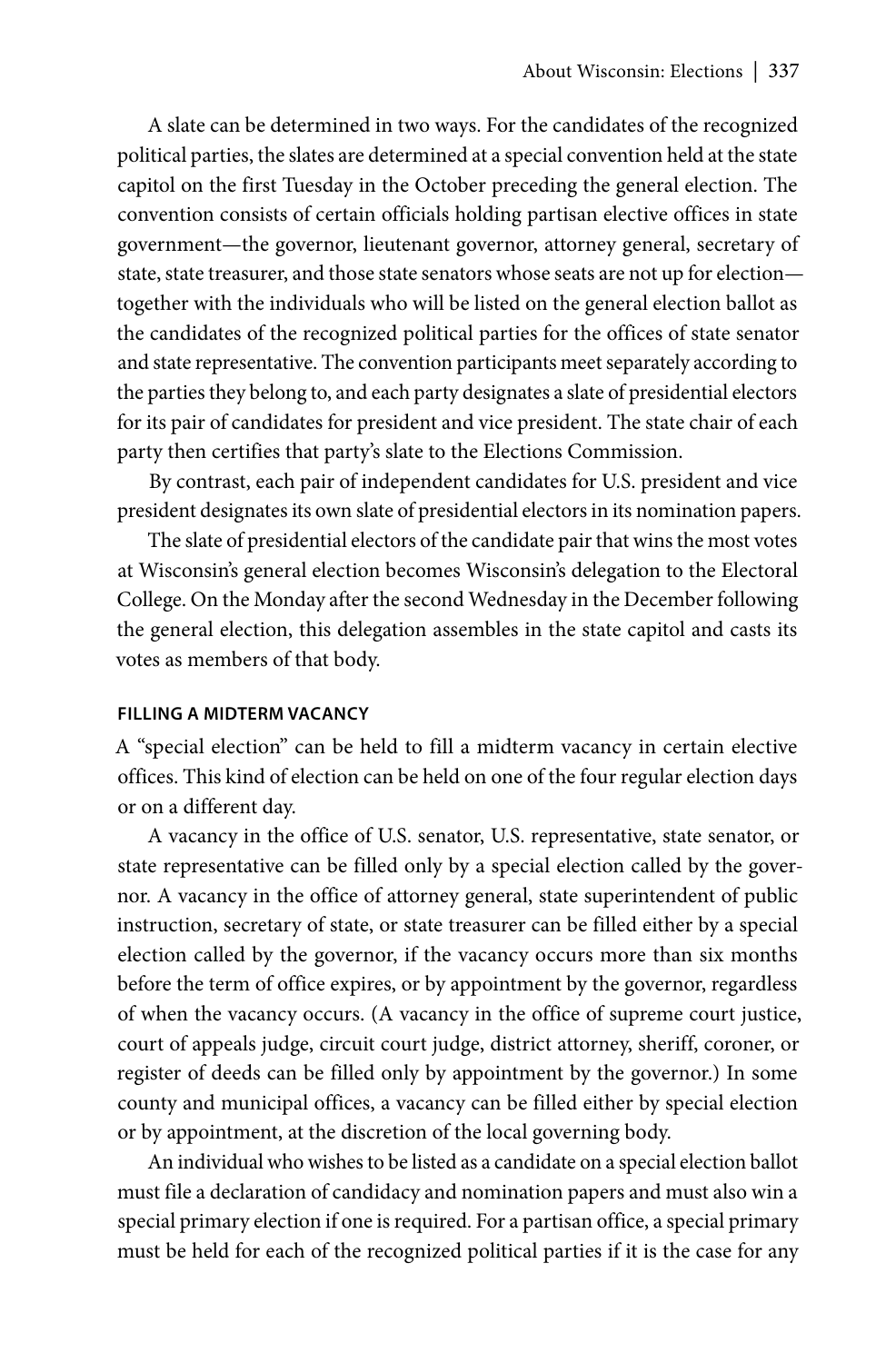A slate can be determined in two ways. For the candidates of the recognized political parties, the slates are determined at a special convention held at the state capitol on the first Tuesday in the October preceding the general election. The convention consists of certain officials holding partisan elective offices in state government—the governor, lieutenant governor, attorney general, secretary of state, state treasurer, and those state senators whose seats are not up for election—together with the individuals who will be listed on the general election ballot as the candidates of the recognized political parties for the offices of state senator and state representative. The convention participants meet separately according to the parties they belong to, and each party designates a slate of presidential electors for its pair of candidates for president and vice president. The state chair of each party then certifies that party's slate to the Elections Commission.

By contrast, each pair of independent candidates for U.S. president and vice president designates its own slate of presidential electors in its nomination papers.

The slate of presidential electors of the candidate pair that wins the most votes at Wisconsin's general election becomes Wisconsin's delegation to the Electoral College. On the Monday after the second Wednesday in the December following the general election, this delegation assembles in the state capitol and casts its votes as members of that body.

#### FILLING A MIDTERM VACANCY

A "special election" can be held to fill a midterm vacancy in certain elective offices. This kind of election can be held on one of the four regular election days or on a different day.

A vacancy in the office of U.S. senator, U.S. representative, state senator, or state representative can be filled only by a special election called by the governor. A vacancy in the office of attorney general, state superintendent of public instruction, secretary of state, or state treasurer can be filled either by a special election called by the governor, if the vacancy occurs more than six months before the term of office expires, or by appointment by the governor, regardless of when the vacancy occurs. (A vacancy in the office of supreme court justice, court of appeals judge, circuit court judge, district attorney, sheriff, coroner, or register of deeds can be filled only by appointment by the governor.) In some county and municipal offices, a vacancy can be filled either by special election or by appointment, at the discretion of the local governing body.

An individual who wishes to be listed as a candidate on a special election ballot must file a declaration of candidacy and nomination papers and must also win a special primary election if one is required. For a partisan office, a special primary must be held for each of the recognized political parties if it is the case for any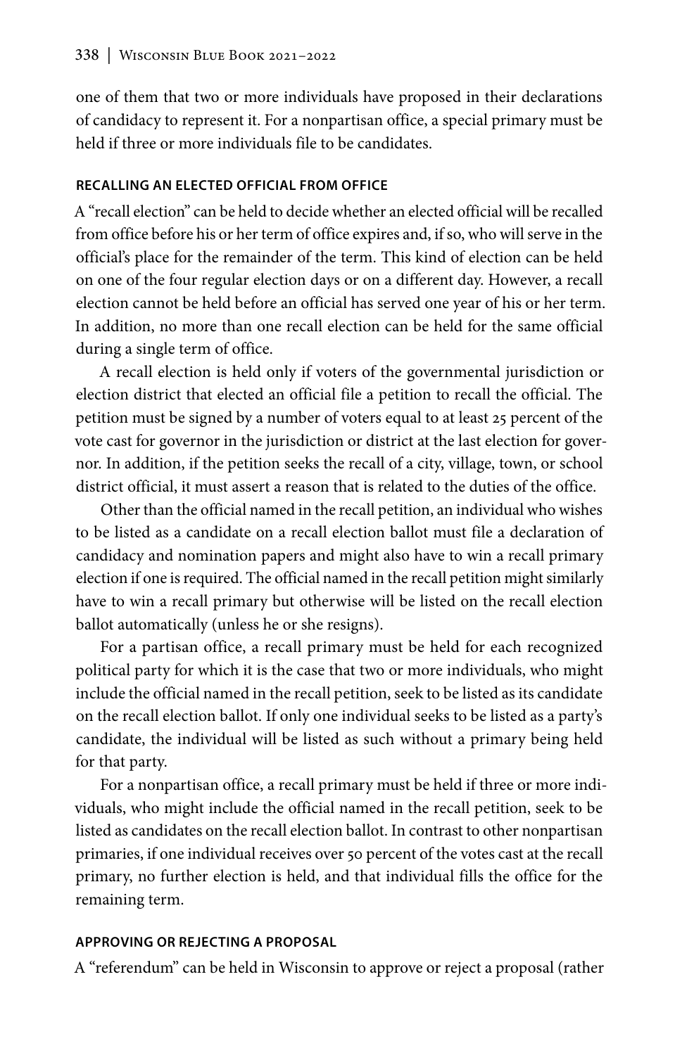one of them that two or more individuals have proposed in their declarations of candidacy to represent it. For a nonpartisan office, a special primary must be held if three or more individuals file to be candidates.

#### RECALLING AN ELECTED OFFICIAL FROM OFFICE

A "recall election" can be held to decide whether an elected official will be recalled from office before his or her term of office expires and, if so, who will serve in the official's place for the remainder of the term. This kind of election can be held on one of the four regular election days or on a different day. However, a recall election cannot be held before an official has served one year of his or her term. In addition, no more than one recall election can be held for the same official during a single term of office.

A recall election is held only if voters of the governmental jurisdiction or election district that elected an official file a petition to recall the official. The petition must be signed by a number of voters equal to at least 25 percent of the vote cast for governor in the jurisdiction or district at the last election for governor. In addition, if the petition seeks the recall of a city, village, town, or school district official, it must assert a reason that is related to the duties of the office.

Other than the official named in the recall petition, an individual who wishes to be listed as a candidate on a recall election ballot must file a declaration of candidacy and nomination papers and might also have to win a recall primary election if one is required. The official named in the recall petition might similarly have to win a recall primary but otherwise will be listed on the recall election ballot automatically (unless he or she resigns).

For a partisan office, a recall primary must be held for each recognized political party for which it is the case that two or more individuals, who might include the official named in the recall petition, seek to be listed as its candidate on the recall election ballot. If only one individual seeks to be listed as a party's candidate, the individual will be listed as such without a primary being held for that party.

For a nonpartisan office, a recall primary must be held if three or more individuals, who might include the official named in the recall petition, seek to be listed as candidates on the recall election ballot. In contrast to other nonpartisan primaries, if one individual receives over 50 percent of the votes cast at the recall primary, no further election is held, and that individual fills the office for the remaining term.

#### APPROVING OR REJECTING A PROPOSAL

A "referendum" can be held in Wisconsin to approve or reject a proposal (rather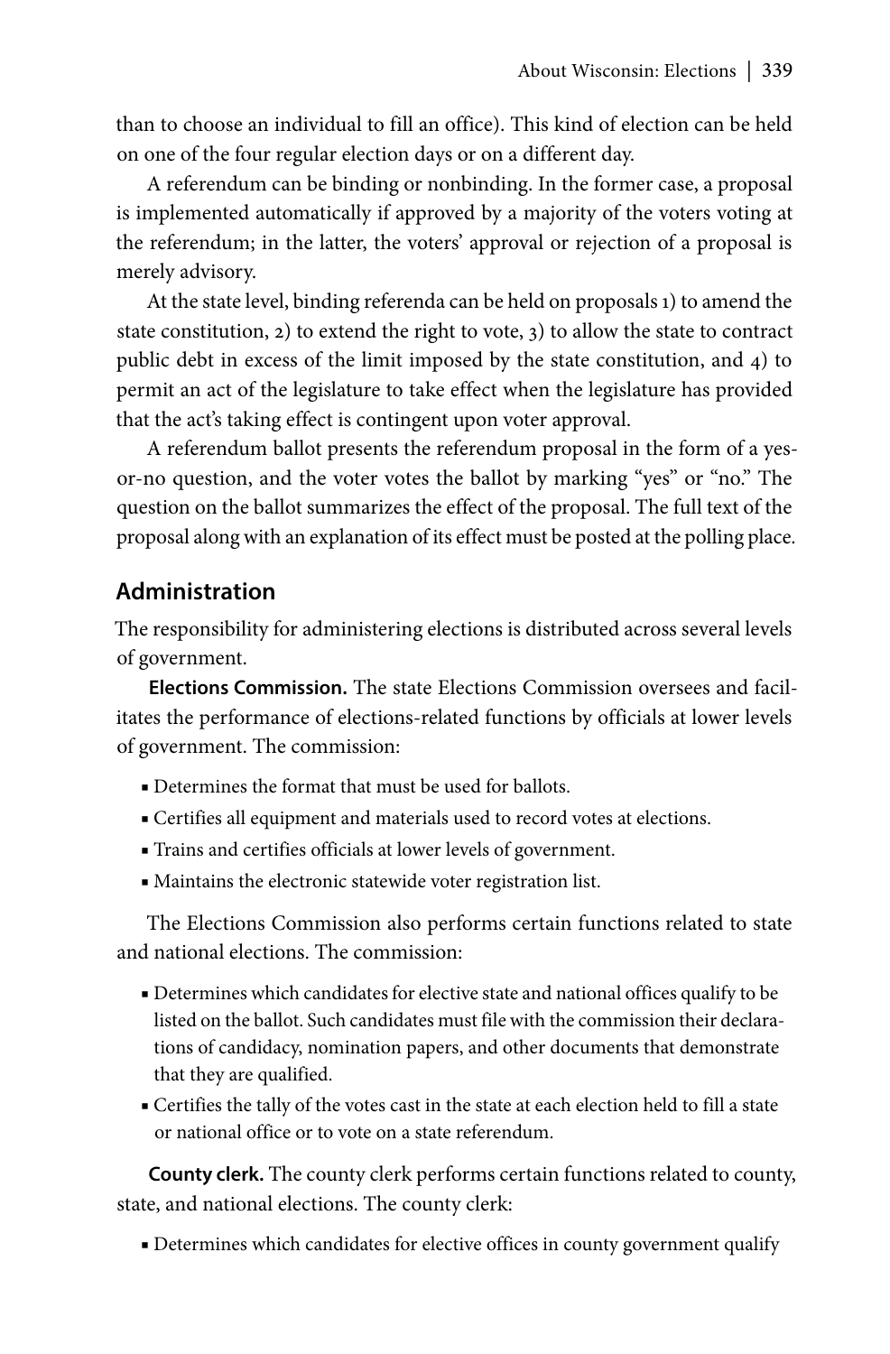than to choose an individual to fill an office). This kind of election can be held on one of the four regular election days or on a different day.

A referendum can be binding or nonbinding. In the former case, a proposal is implemented automatically if approved by a majority of the voters voting at the referendum; in the latter, the voters' approval or rejection of a proposal is merely advisory.

At the state level, binding referenda can be held on proposals 1) to amend the state constitution, 2) to extend the right to vote, 3) to allow the state to contract public debt in excess of the limit imposed by the state constitution, and 4) to permit an act of the legislature to take effect when the legislature has provided that the act's taking effect is contingent upon voter approval.

A referendum ballot presents the referendum proposal in the form of a yes-or-no question, and the voter votes the ballot by marking "yes" or "no." The question on the ballot summarizes the effect of the proposal. The full text of the proposal along with an explanation of its effect must be posted at the polling place.

## Administration

The responsibility for administering elections is distributed across several levels of government.

**Elections Commission.** The state Elections Commission oversees and facilitates the performance of elections-related functions by officials at lower levels of government. The commission:

- Determines the format that must be used for ballots.
- Certifies all equipment and materials used to record votes at elections.
- Trains and certifies officials at lower levels of government.
- Maintains the electronic statewide voter registration list.

The Elections Commission also performs certain functions related to state and national elections. The commission:

- Determines which candidates for elective state and national offices qualify to be listed on the ballot. Such candidates must file with the commission their declarations of candidacy, nomination papers, and other documents that demonstrate that they are qualified.
- Certifies the tally of the votes cast in the state at each election held to fill a state or national office or to vote on a state referendum.

**County clerk.** The county clerk performs certain functions related to county, state, and national elections. The county clerk:

- Determines which candidates for elective offices in county government qualify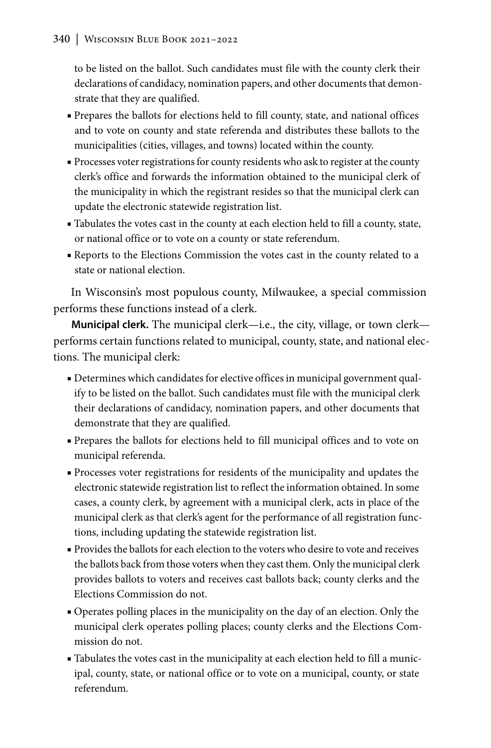to be listed on the ballot. Such candidates must file with the county clerk their declarations of candidacy, nomination papers, and other documents that demonstrate that they are qualified.

- Prepares the ballots for elections held to fill county, state, and national offices and to vote on county and state referenda and distributes these ballots to the municipalities (cities, villages, and towns) located within the county.
- Processes voter registrations for county residents who ask to register at the county clerk's office and forwards the information obtained to the municipal clerk of the municipality in which the registrant resides so that the municipal clerk can update the electronic statewide registration list.
- Tabulates the votes cast in the county at each election held to fill a county, state, or national office or to vote on a county or state referendum.
- Reports to the Elections Commission the votes cast in the county related to a state or national election.

In Wisconsin's most populous county, Milwaukee, a special commission performs these functions instead of a clerk.

**Municipal clerk.** The municipal clerk—i.e., the city, village, or town clerk—performs certain functions related to municipal, county, state, and national elections. The municipal clerk:

- Determines which candidates for elective offices in municipal government qualify to be listed on the ballot. Such candidates must file with the municipal clerk their declarations of candidacy, nomination papers, and other documents that demonstrate that they are qualified.
- Prepares the ballots for elections held to fill municipal offices and to vote on municipal referenda.
- Processes voter registrations for residents of the municipality and updates the electronic statewide registration list to reflect the information obtained. In some cases, a county clerk, by agreement with a municipal clerk, acts in place of the municipal clerk as that clerk's agent for the performance of all registration functions, including updating the statewide registration list.
- Provides the ballots for each election to the voters who desire to vote and receives the ballots back from those voters when they cast them. Only the municipal clerk provides ballots to voters and receives cast ballots back; county clerks and the Elections Commission do not.
- Operates polling places in the municipality on the day of an election. Only the municipal clerk operates polling places; county clerks and the Elections Commission do not.
- Tabulates the votes cast in the municipality at each election held to fill a municipal, county, state, or national office or to vote on a municipal, county, or state referendum.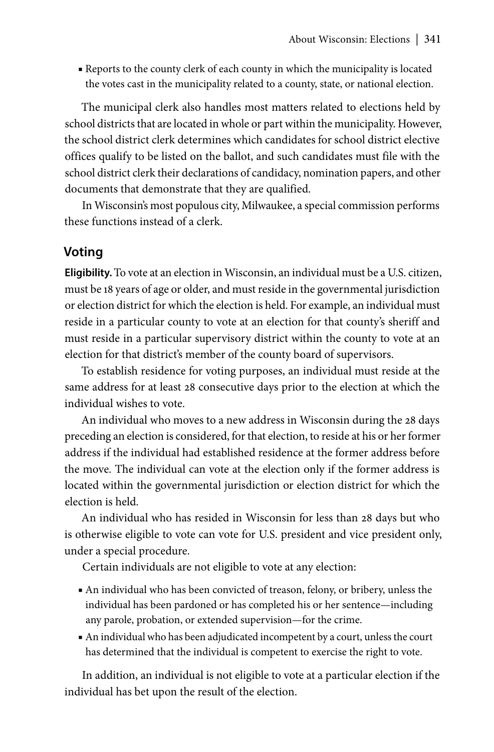- Reports to the county clerk of each county in which the municipality is located the votes cast in the municipality related to a county, state, or national election.

The municipal clerk also handles most matters related to elections held by school districts that are located in whole or part within the municipality. However, the school district clerk determines which candidates for school district elective offices qualify to be listed on the ballot, and such candidates must file with the school district clerk their declarations of candidacy, nomination papers, and other documents that demonstrate that they are qualified.

In Wisconsin's most populous city, Milwaukee, a special commission performs these functions instead of a clerk.

## Voting

**Eligibility.** To vote at an election in Wisconsin, an individual must be a U.S. citizen, must be 18 years of age or older, and must reside in the governmental jurisdiction or election district for which the election is held. For example, an individual must reside in a particular county to vote at an election for that county's sheriff and must reside in a particular supervisory district within the county to vote at an election for that district's member of the county board of supervisors.

To establish residence for voting purposes, an individual must reside at the same address for at least 28 consecutive days prior to the election at which the individual wishes to vote.

An individual who moves to a new address in Wisconsin during the 28 days preceding an election is considered, for that election, to reside at his or her former address if the individual had established residence at the former address before the move. The individual can vote at the election only if the former address is located within the governmental jurisdiction or election district for which the election is held.

An individual who has resided in Wisconsin for less than 28 days but who is otherwise eligible to vote can vote for U.S. president and vice president only, under a special procedure.

Certain individuals are not eligible to vote at any election:

- An individual who has been convicted of treason, felony, or bribery, unless the individual has been pardoned or has completed his or her sentence—including any parole, probation, or extended supervision—for the crime.
- An individual who has been adjudicated incompetent by a court, unless the court has determined that the individual is competent to exercise the right to vote.

In addition, an individual is not eligible to vote at a particular election if the individual has bet upon the result of the election.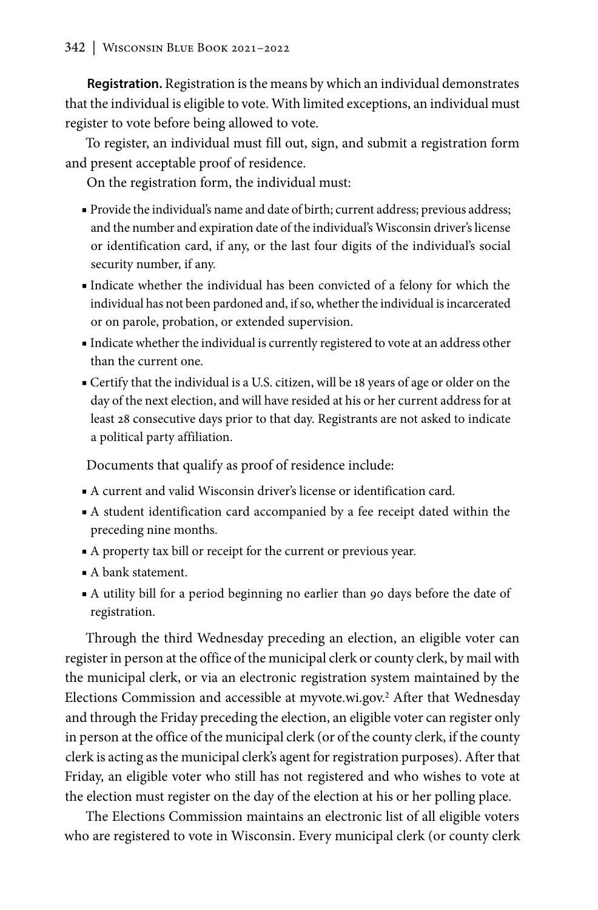**Registration.** Registration is the means by which an individual demonstrates that the individual is eligible to vote. With limited exceptions, an individual must register to vote before being allowed to vote.

To register, an individual must fill out, sign, and submit a registration form and present acceptable proof of residence.

On the registration form, the individual must:

- Provide the individual's name and date of birth; current address; previous address; and the number and expiration date of the individual's Wisconsin driver's license or identification card, if any, or the last four digits of the individual's social security number, if any.
- Indicate whether the individual has been convicted of a felony for which the individual has not been pardoned and, if so, whether the individual is incarcerated or on parole, probation, or extended supervision.
- Indicate whether the individual is currently registered to vote at an address other than the current one.
- Certify that the individual is a U.S. citizen, will be 18 years of age or older on the day of the next election, and will have resided at his or her current address for at least 28 consecutive days prior to that day. Registrants are not asked to indicate a political party affiliation.

Documents that qualify as proof of residence include:

- A current and valid Wisconsin driver's license or identification card.
- A student identification card accompanied by a fee receipt dated within the preceding nine months.
- A property tax bill or receipt for the current or previous year.
- A bank statement.
- A utility bill for a period beginning no earlier than 90 days before the date of registration.

Through the third Wednesday preceding an election, an eligible voter can register in person at the office of the municipal clerk or county clerk, by mail with the municipal clerk, or via an electronic registration system maintained by the Elections Commission and accessible at myvote.wi.gov.[2] After that Wednesday and through the Friday preceding the election, an eligible voter can register only in person at the office of the municipal clerk (or of the county clerk, if the county clerk is acting as the municipal clerk's agent for registration purposes). After that Friday, an eligible voter who still has not registered and who wishes to vote at the election must register on the day of the election at his or her polling place.

The Elections Commission maintains an electronic list of all eligible voters who are registered to vote in Wisconsin. Every municipal clerk (or county clerk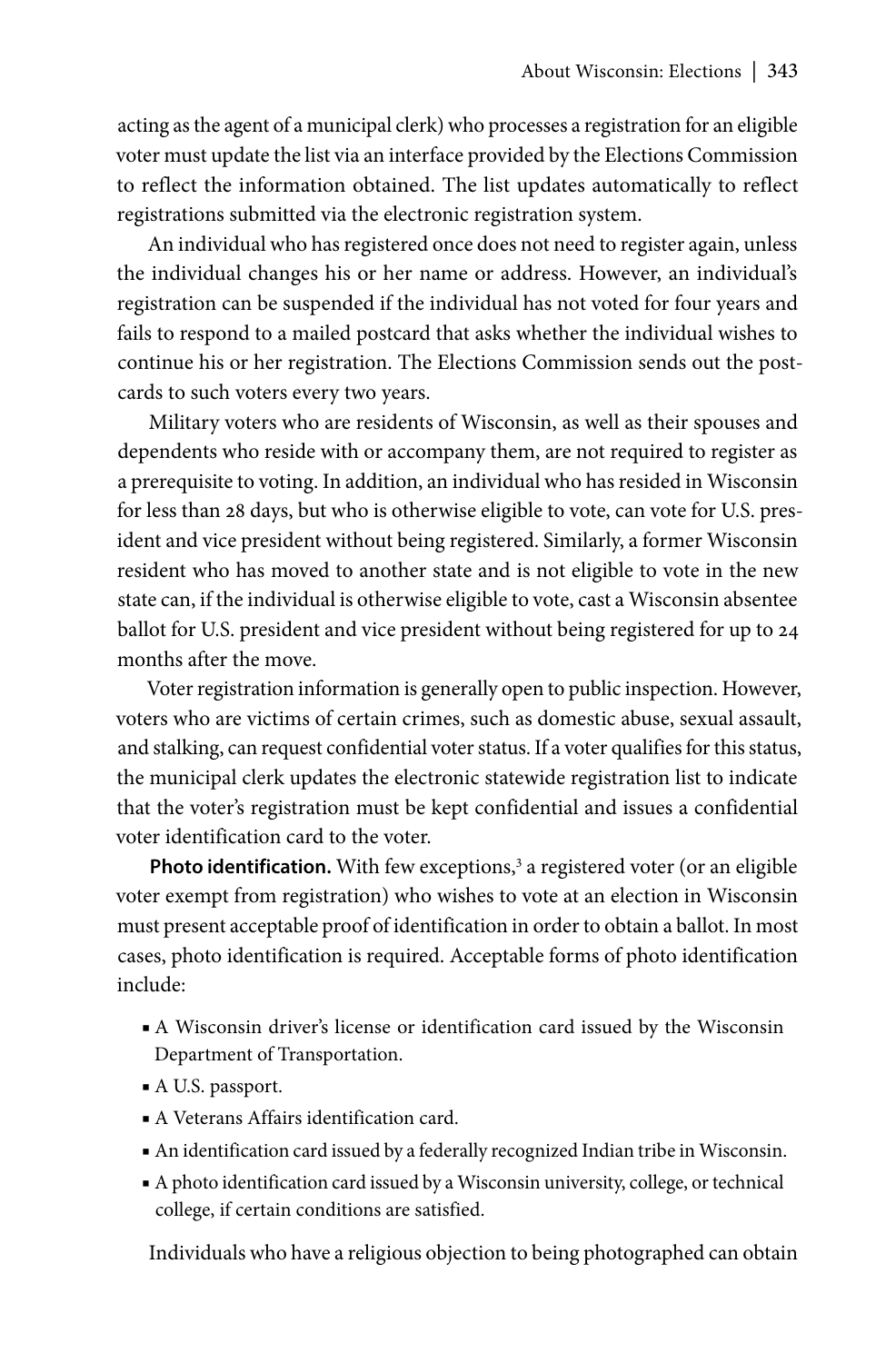acting as the agent of a municipal clerk) who processes a registration for an eligible voter must update the list via an interface provided by the Elections Commission to reflect the information obtained. The list updates automatically to reflect registrations submitted via the electronic registration system.

An individual who has registered once does not need to register again, unless the individual changes his or her name or address. However, an individual's registration can be suspended if the individual has not voted for four years and fails to respond to a mailed postcard that asks whether the individual wishes to continue his or her registration. The Elections Commission sends out the postcards to such voters every two years.

Military voters who are residents of Wisconsin, as well as their spouses and dependents who reside with or accompany them, are not required to register as a prerequisite to voting. In addition, an individual who has resided in Wisconsin for less than 28 days, but who is otherwise eligible to vote, can vote for U.S. president and vice president without being registered. Similarly, a former Wisconsin resident who has moved to another state and is not eligible to vote in the new state can, if the individual is otherwise eligible to vote, cast a Wisconsin absentee ballot for U.S. president and vice president without being registered for up to 24 months after the move.

Voter registration information is generally open to public inspection. However, voters who are victims of certain crimes, such as domestic abuse, sexual assault, and stalking, can request confidential voter status. If a voter qualifies for this status, the municipal clerk updates the electronic statewide registration list to indicate that the voter's registration must be kept confidential and issues a confidential voter identification card to the voter.

**Photo identification.** With few exceptions,[3] a registered voter (or an eligible voter exempt from registration) who wishes to vote at an election in Wisconsin must present acceptable proof of identification in order to obtain a ballot. In most cases, photo identification is required. Acceptable forms of photo identification include:

- A Wisconsin driver's license or identification card issued by the Wisconsin Department of Transportation.
- A U.S. passport.
- A Veterans Affairs identification card.
- An identification card issued by a federally recognized Indian tribe in Wisconsin.
- A photo identification card issued by a Wisconsin university, college, or technical college, if certain conditions are satisfied.

Individuals who have a religious objection to being photographed can obtain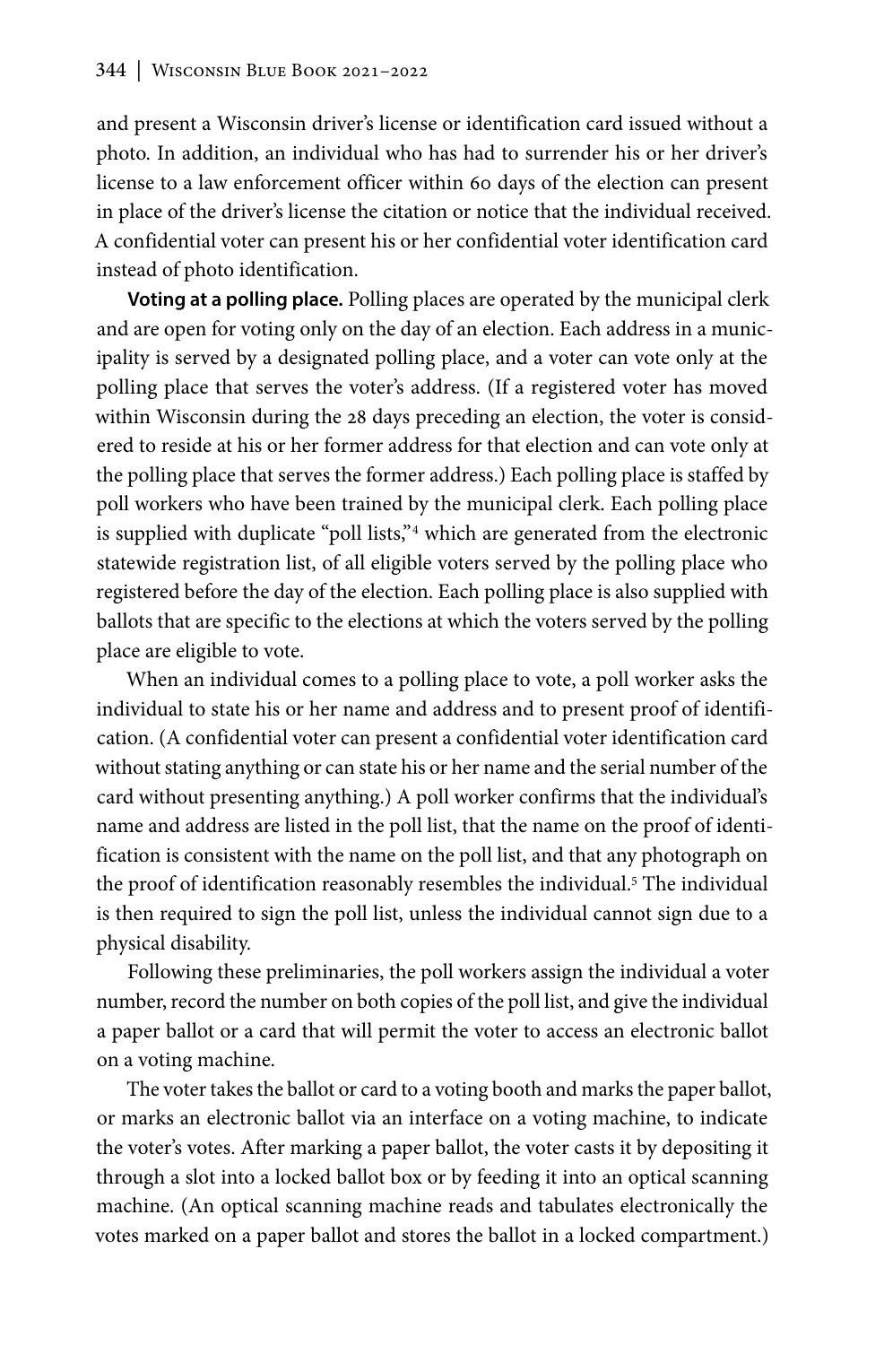and present a Wisconsin driver's license or identification card issued without a photo. In addition, an individual who has had to surrender his or her driver's license to a law enforcement officer within 60 days of the election can present in place of the driver's license the citation or notice that the individual received. A confidential voter can present his or her confidential voter identification card instead of photo identification.

**Voting at a polling place.** Polling places are operated by the municipal clerk and are open for voting only on the day of an election. Each address in a municipality is served by a designated polling place, and a voter can vote only at the polling place that serves the voter's address. (If a registered voter has moved within Wisconsin during the 28 days preceding an election, the voter is considered to reside at his or her former address for that election and can vote only at the polling place that serves the former address.) Each polling place is staffed by poll workers who have been trained by the municipal clerk. Each polling place is supplied with duplicate "poll lists,"[4] which are generated from the electronic statewide registration list, of all eligible voters served by the polling place who registered before the day of the election. Each polling place is also supplied with ballots that are specific to the elections at which the voters served by the polling place are eligible to vote.

When an individual comes to a polling place to vote, a poll worker asks the individual to state his or her name and address and to present proof of identification. (A confidential voter can present a confidential voter identification card without stating anything or can state his or her name and the serial number of the card without presenting anything.) A poll worker confirms that the individual's name and address are listed in the poll list, that the name on the proof of identification is consistent with the name on the poll list, and that any photograph on the proof of identification reasonably resembles the individual.[5] The individual is then required to sign the poll list, unless the individual cannot sign due to a physical disability.

Following these preliminaries, the poll workers assign the individual a voter number, record the number on both copies of the poll list, and give the individual a paper ballot or a card that will permit the voter to access an electronic ballot on a voting machine.

The voter takes the ballot or card to a voting booth and marks the paper ballot, or marks an electronic ballot via an interface on a voting machine, to indicate the voter's votes. After marking a paper ballot, the voter casts it by depositing it through a slot into a locked ballot box or by feeding it into an optical scanning machine. (An optical scanning machine reads and tabulates electronically the votes marked on a paper ballot and stores the ballot in a locked compartment.)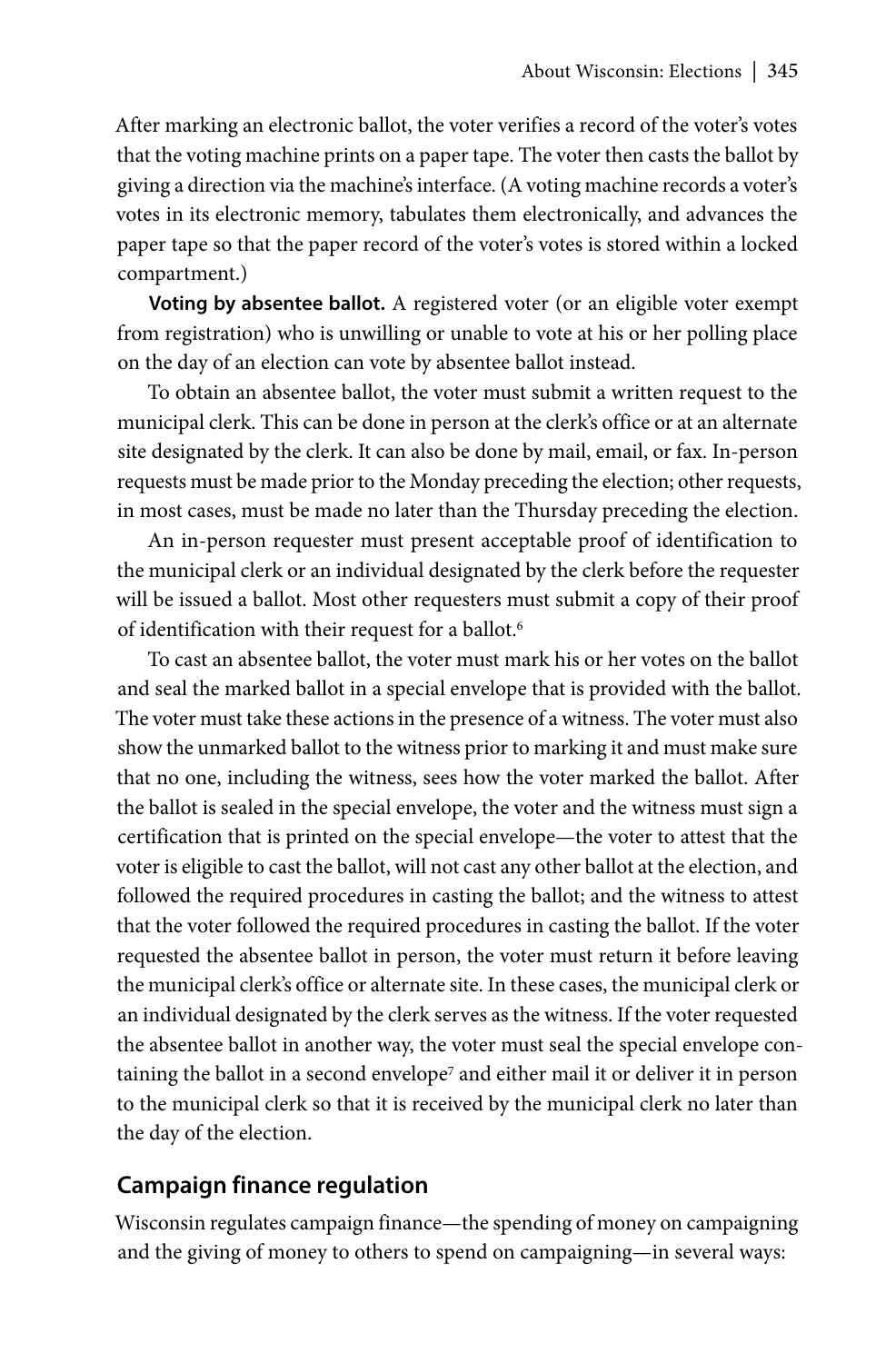After marking an electronic ballot, the voter verifies a record of the voter's votes that the voting machine prints on a paper tape. The voter then casts the ballot by giving a direction via the machine's interface. (A voting machine records a voter's votes in its electronic memory, tabulates them electronically, and advances the paper tape so that the paper record of the voter's votes is stored within a locked compartment.)

**Voting by absentee ballot.** A registered voter (or an eligible voter exempt from registration) who is unwilling or unable to vote at his or her polling place on the day of an election can vote by absentee ballot instead.

To obtain an absentee ballot, the voter must submit a written request to the municipal clerk. This can be done in person at the clerk's office or at an alternate site designated by the clerk. It can also be done by mail, email, or fax. In-person requests must be made prior to the Monday preceding the election; other requests, in most cases, must be made no later than the Thursday preceding the election.

An in-person requester must present acceptable proof of identification to the municipal clerk or an individual designated by the clerk before the requester will be issued a ballot. Most other requesters must submit a copy of their proof of identification with their request for a ballot.[6]

To cast an absentee ballot, the voter must mark his or her votes on the ballot and seal the marked ballot in a special envelope that is provided with the ballot. The voter must take these actions in the presence of a witness. The voter must also show the unmarked ballot to the witness prior to marking it and must make sure that no one, including the witness, sees how the voter marked the ballot. After the ballot is sealed in the special envelope, the voter and the witness must sign a certification that is printed on the special envelope—the voter to attest that the voter is eligible to cast the ballot, will not cast any other ballot at the election, and followed the required procedures in casting the ballot; and the witness to attest that the voter followed the required procedures in casting the ballot. If the voter requested the absentee ballot in person, the voter must return it before leaving the municipal clerk's office or alternate site. In these cases, the municipal clerk or an individual designated by the clerk serves as the witness. If the voter requested the absentee ballot in another way, the voter must seal the special envelope containing the ballot in a second envelope[7] and either mail it or deliver it in person to the municipal clerk so that it is received by the municipal clerk no later than the day of the election.

## Campaign finance regulation

Wisconsin regulates campaign finance—the spending of money on campaigning and the giving of money to others to spend on campaigning—in several ways: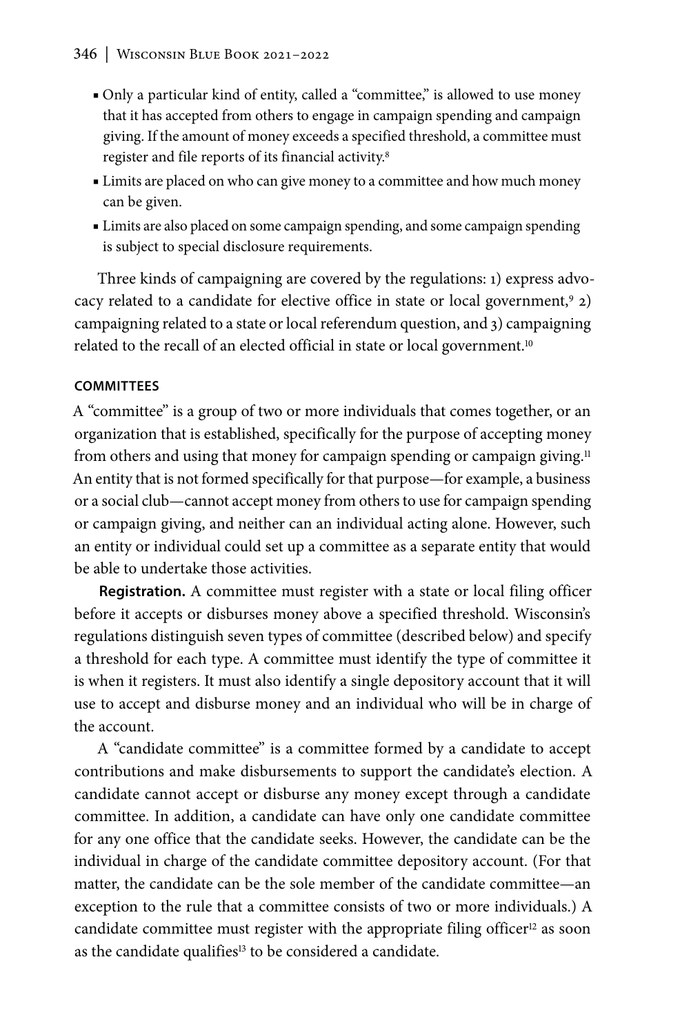- Only a particular kind of entity, called a "committee," is allowed to use money that it has accepted from others to engage in campaign spending and campaign giving. If the amount of money exceeds a specified threshold, a committee must register and file reports of its financial activity.[8]
- Limits are placed on who can give money to a committee and how much money can be given.
- Limits are also placed on some campaign spending, and some campaign spending is subject to special disclosure requirements.

Three kinds of campaigning are covered by the regulations: 1) express advocacy related to a candidate for elective office in state or local government,[9] 2) campaigning related to a state or local referendum question, and 3) campaigning related to the recall of an elected official in state or local government.[10]

### COMMITTEES

A "committee" is a group of two or more individuals that comes together, or an organization that is established, specifically for the purpose of accepting money from others and using that money for campaign spending or campaign giving.[11] An entity that is not formed specifically for that purpose—for example, a business or a social club—cannot accept money from others to use for campaign spending or campaign giving, and neither can an individual acting alone. However, such an entity or individual could set up a committee as a separate entity that would be able to undertake those activities.

**Registration.** A committee must register with a state or local filing officer before it accepts or disburses money above a specified threshold. Wisconsin's regulations distinguish seven types of committee (described below) and specify a threshold for each type. A committee must identify the type of committee it is when it registers. It must also identify a single depository account that it will use to accept and disburse money and an individual who will be in charge of the account.

A "candidate committee" is a committee formed by a candidate to accept contributions and make disbursements to support the candidate's election. A candidate cannot accept or disburse any money except through a candidate committee. In addition, a candidate can have only one candidate committee for any one office that the candidate seeks. However, the candidate can be the individual in charge of the candidate committee depository account. (For that matter, the candidate can be the sole member of the candidate committee—an exception to the rule that a committee consists of two or more individuals.) A candidate committee must register with the appropriate filing officer[12] as soon as the candidate qualifies[13] to be considered a candidate.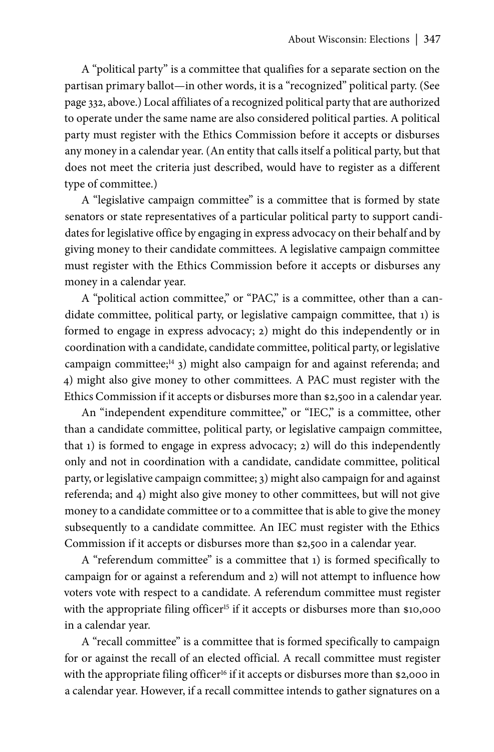A "political party" is a committee that qualifies for a separate section on the partisan primary ballot—in other words, it is a "recognized" political party. (See page 332, above.) Local affiliates of a recognized political party that are authorized to operate under the same name are also considered political parties. A political party must register with the Ethics Commission before it accepts or disburses any money in a calendar year. (An entity that calls itself a political party, but that does not meet the criteria just described, would have to register as a different type of committee.)

A "legislative campaign committee" is a committee that is formed by state senators or state representatives of a particular political party to support candidates for legislative office by engaging in express advocacy on their behalf and by giving money to their candidate committees. A legislative campaign committee must register with the Ethics Commission before it accepts or disburses any money in a calendar year.

A "political action committee," or "PAC," is a committee, other than a candidate committee, political party, or legislative campaign committee, that 1) is formed to engage in express advocacy; 2) might do this independently or in coordination with a candidate, candidate committee, political party, or legislative campaign committee;[14] 3) might also campaign for and against referenda; and 4) might also give money to other committees. A PAC must register with the Ethics Commission if it accepts or disburses more than $2,500 in a calendar year.

An "independent expenditure committee," or "IEC," is a committee, other than a candidate committee, political party, or legislative campaign committee, that 1) is formed to engage in express advocacy; 2) will do this independently only and not in coordination with a candidate, candidate committee, political party, or legislative campaign committee; 3) might also campaign for and against referenda; and 4) might also give money to other committees, but will not give money to a candidate committee or to a committee that is able to give the money subsequently to a candidate committee. An IEC must register with the Ethics Commission if it accepts or disburses more than $2,500 in a calendar year.

A "referendum committee" is a committee that 1) is formed specifically to campaign for or against a referendum and 2) will not attempt to influence how voters vote with respect to a candidate. A referendum committee must register with the appropriate filing officer[15] if it accepts or disburses more than $10,000 in a calendar year.

A "recall committee" is a committee that is formed specifically to campaign for or against the recall of an elected official. A recall committee must register with the appropriate filing officer[16] if it accepts or disburses more than $2,000 in a calendar year. However, if a recall committee intends to gather signatures on a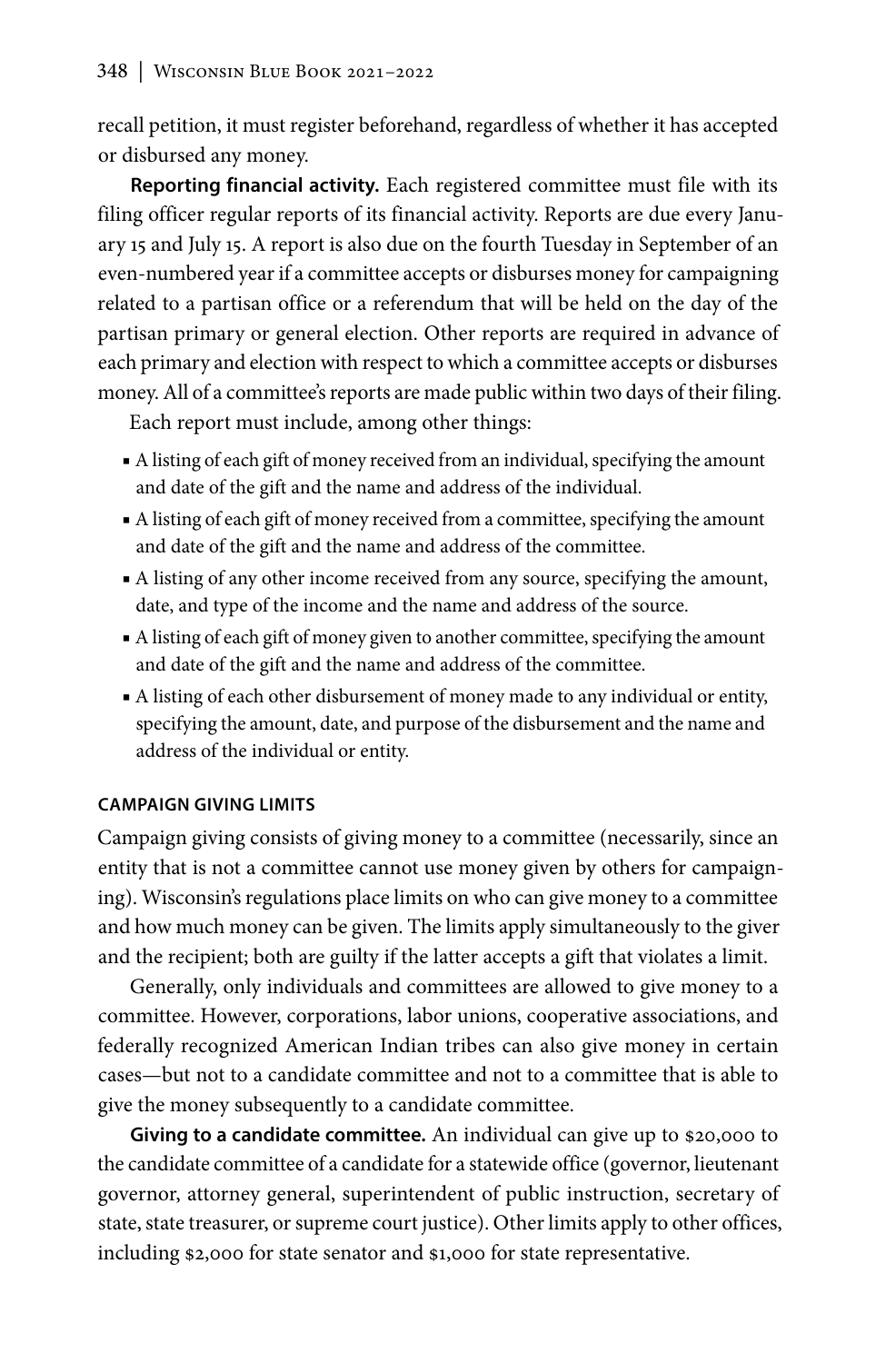recall petition, it must register beforehand, regardless of whether it has accepted or disbursed any money.

**Reporting financial activity.** Each registered committee must file with its filing officer regular reports of its financial activity. Reports are due every January 15 and July 15. A report is also due on the fourth Tuesday in September of an even-numbered year if a committee accepts or disburses money for campaigning related to a partisan office or a referendum that will be held on the day of the partisan primary or general election. Other reports are required in advance of each primary and election with respect to which a committee accepts or disburses money. All of a committee's reports are made public within two days of their filing.

Each report must include, among other things:

- A listing of each gift of money received from an individual, specifying the amount and date of the gift and the name and address of the individual.
- A listing of each gift of money received from a committee, specifying the amount and date of the gift and the name and address of the committee.
- A listing of any other income received from any source, specifying the amount, date, and type of the income and the name and address of the source.
- A listing of each gift of money given to another committee, specifying the amount and date of the gift and the name and address of the committee.
- A listing of each other disbursement of money made to any individual or entity, specifying the amount, date, and purpose of the disbursement and the name and address of the individual or entity.

#### CAMPAIGN GIVING LIMITS

Campaign giving consists of giving money to a committee (necessarily, since an entity that is not a committee cannot use money given by others for campaigning). Wisconsin's regulations place limits on who can give money to a committee and how much money can be given. The limits apply simultaneously to the giver and the recipient; both are guilty if the latter accepts a gift that violates a limit.

Generally, only individuals and committees are allowed to give money to a committee. However, corporations, labor unions, cooperative associations, and federally recognized American Indian tribes can also give money in certain cases—but not to a candidate committee and not to a committee that is able to give the money subsequently to a candidate committee.

**Giving to a candidate committee.** An individual can give up to $20,000 to the candidate committee of a candidate for a statewide office (governor, lieutenant governor, attorney general, superintendent of public instruction, secretary of state, state treasurer, or supreme court justice). Other limits apply to other offices, including $2,000 for state senator and $1,000 for state representative.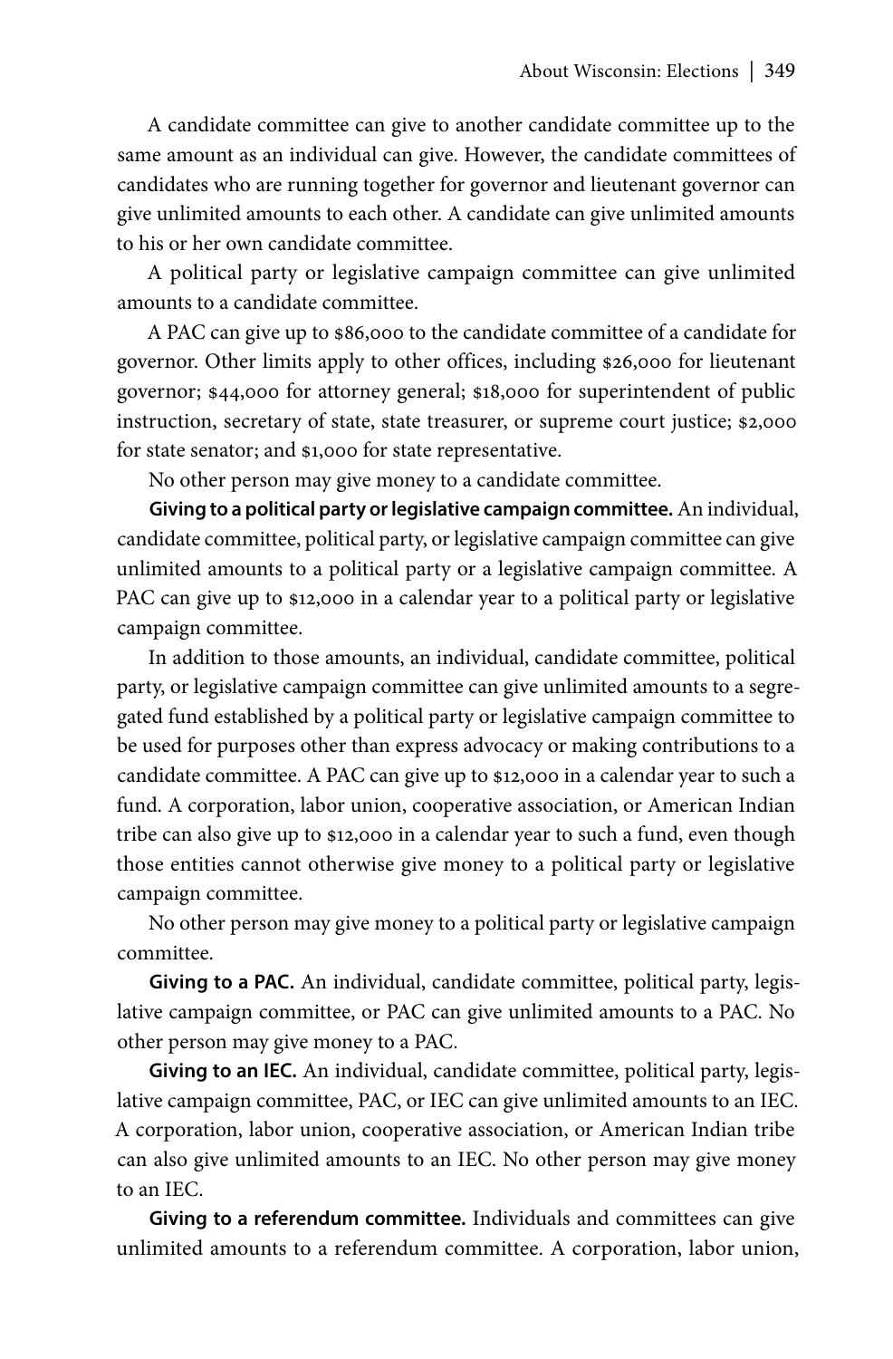A candidate committee can give to another candidate committee up to the same amount as an individual can give. However, the candidate committees of candidates who are running together for governor and lieutenant governor can give unlimited amounts to each other. A candidate can give unlimited amounts to his or her own candidate committee.

A political party or legislative campaign committee can give unlimited amounts to a candidate committee.

A PAC can give up to $86,000 to the candidate committee of a candidate for governor. Other limits apply to other offices, including $26,000 for lieutenant governor; $44,000 for attorney general; $18,000 for superintendent of public instruction, secretary of state, state treasurer, or supreme court justice; $2,000 for state senator; and $1,000 for state representative.

No other person may give money to a candidate committee.

**Giving to a political party or legislative campaign committee.** An individual, candidate committee, political party, or legislative campaign committee can give unlimited amounts to a political party or a legislative campaign committee. A PAC can give up to $12,000 in a calendar year to a political party or legislative campaign committee.

In addition to those amounts, an individual, candidate committee, political party, or legislative campaign committee can give unlimited amounts to a segregated fund established by a political party or legislative campaign committee to be used for purposes other than express advocacy or making contributions to a candidate committee. A PAC can give up to $12,000 in a calendar year to such a fund. A corporation, labor union, cooperative association, or American Indian tribe can also give up to $12,000 in a calendar year to such a fund, even though those entities cannot otherwise give money to a political party or legislative campaign committee.

No other person may give money to a political party or legislative campaign committee.

**Giving to a PAC.** An individual, candidate committee, political party, legislative campaign committee, or PAC can give unlimited amounts to a PAC. No other person may give money to a PAC.

**Giving to an IEC.** An individual, candidate committee, political party, legislative campaign committee, PAC, or IEC can give unlimited amounts to an IEC. A corporation, labor union, cooperative association, or American Indian tribe can also give unlimited amounts to an IEC. No other person may give money to an IEC.

**Giving to a referendum committee.** Individuals and committees can give unlimited amounts to a referendum committee. A corporation, labor union,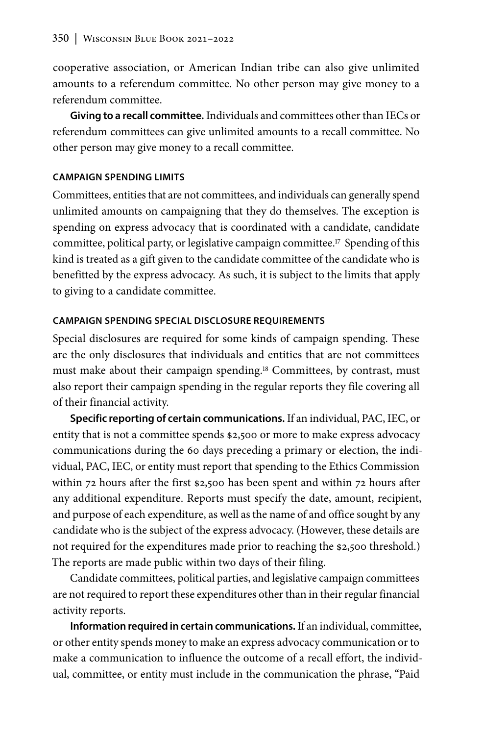cooperative association, or American Indian tribe can also give unlimited amounts to a referendum committee. No other person may give money to a referendum committee.

**Giving to a recall committee.** Individuals and committees other than IECs or referendum committees can give unlimited amounts to a recall committee. No other person may give money to a recall committee.

#### CAMPAIGN SPENDING LIMITS

Committees, entities that are not committees, and individuals can generally spend unlimited amounts on campaigning that they do themselves. The exception is spending on express advocacy that is coordinated with a candidate, candidate committee, political party, or legislative campaign committee.[17] Spending of this kind is treated as a gift given to the candidate committee of the candidate who is benefitted by the express advocacy. As such, it is subject to the limits that apply to giving to a candidate committee.

#### CAMPAIGN SPENDING SPECIAL DISCLOSURE REQUIREMENTS

Special disclosures are required for some kinds of campaign spending. These are the only disclosures that individuals and entities that are not committees must make about their campaign spending.[18] Committees, by contrast, must also report their campaign spending in the regular reports they file covering all of their financial activity.

**Specific reporting of certain communications.** If an individual, PAC, IEC, or entity that is not a committee spends $2,500 or more to make express advocacy communications during the 60 days preceding a primary or election, the individual, PAC, IEC, or entity must report that spending to the Ethics Commission within 72 hours after the first $2,500 has been spent and within 72 hours after any additional expenditure. Reports must specify the date, amount, recipient, and purpose of each expenditure, as well as the name of and office sought by any candidate who is the subject of the express advocacy. (However, these details are not required for the expenditures made prior to reaching the $2,500 threshold.) The reports are made public within two days of their filing.

Candidate committees, political parties, and legislative campaign committees are not required to report these expenditures other than in their regular financial activity reports.

**Information required in certain communications.** If an individual, committee, or other entity spends money to make an express advocacy communication or to make a communication to influence the outcome of a recall effort, the individual, committee, or entity must include in the communication the phrase, "Paid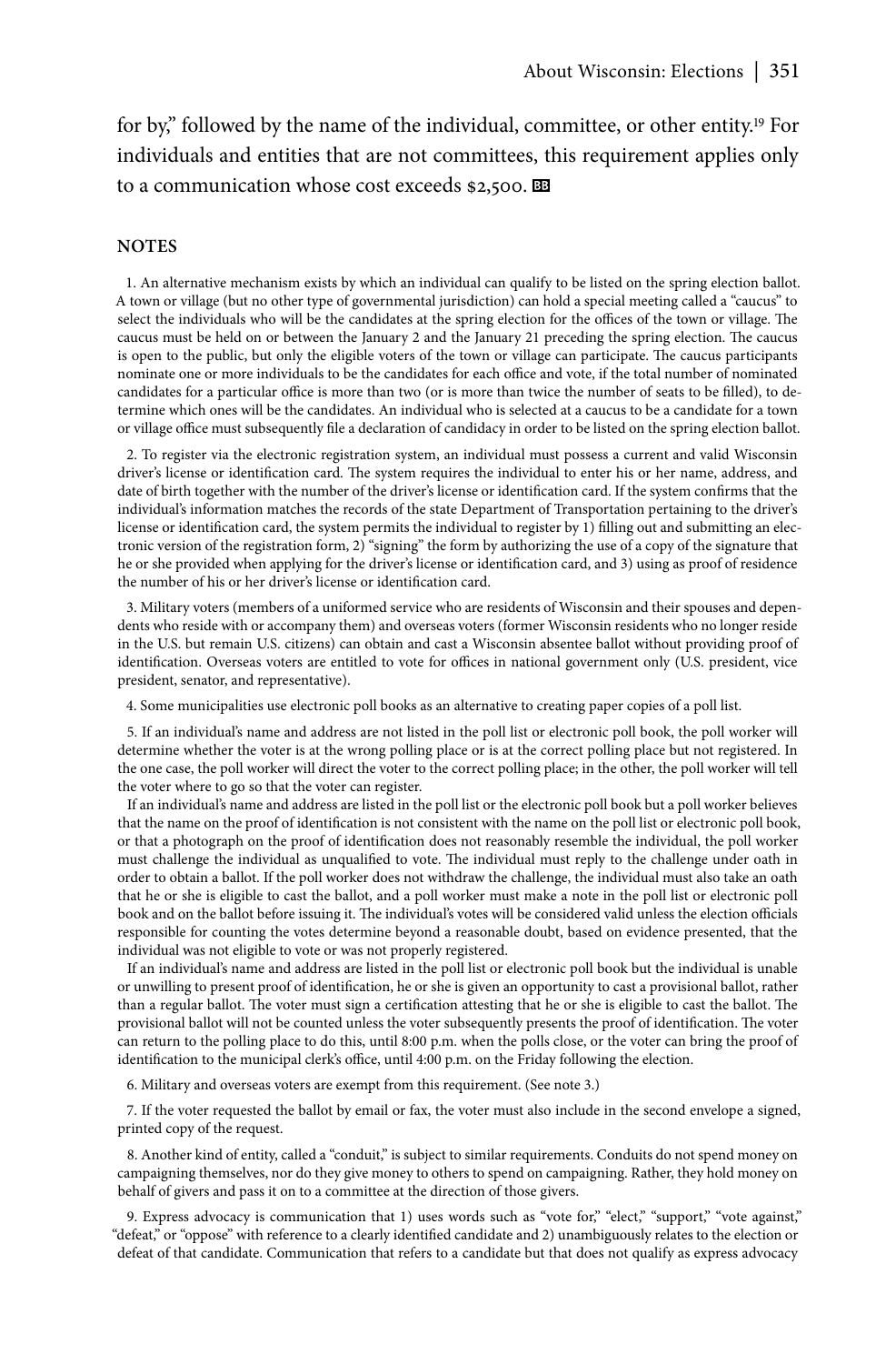for by," followed by the name of the individual, committee, or other entity.[19] For individuals and entities that are not committees, this requirement applies only to a communication whose cost exceeds $2,500. ■

## NOTES

1. An alternative mechanism exists by which an individual can qualify to be listed on the spring election ballot. A town or village (but no other type of governmental jurisdiction) can hold a special meeting called a "caucus" to select the individuals who will be the candidates at the spring election for the offices of the town or village. The caucus must be held on or between the January 2 and the January 21 preceding the spring election. The caucus is open to the public, but only the eligible voters of the town or village can participate. The caucus participants nominate one or more individuals to be the candidates for each office and vote, if the total number of nominated candidates for a particular office is more than two (or is more than twice the number of seats to be filled), to determine which ones will be the candidates. An individual who is selected at a caucus to be a candidate for a town or village office must subsequently file a declaration of candidacy in order to be listed on the spring election ballot.

2. To register via the electronic registration system, an individual must possess a current and valid Wisconsin driver's license or identification card. The system requires the individual to enter his or her name, address, and date of birth together with the number of the driver's license or identification card. If the system confirms that the individual's information matches the records of the state Department of Transportation pertaining to the driver's license or identification card, the system permits the individual to register by 1) filling out and submitting an electronic version of the registration form, 2) "signing" the form by authorizing the use of a copy of the signature that he or she provided when applying for the driver's license or identification card, and 3) using as proof of residence the number of his or her driver's license or identification card.

3. Military voters (members of a uniformed service who are residents of Wisconsin and their spouses and dependents who reside with or accompany them) and overseas voters (former Wisconsin residents who no longer reside in the U.S. but remain U.S. citizens) can obtain and cast a Wisconsin absentee ballot without providing proof of identification. Overseas voters are entitled to vote for offices in national government only (U.S. president, vice president, senator, and representative).

4. Some municipalities use electronic poll books as an alternative to creating paper copies of a poll list.

5. If an individual's name and address are not listed in the poll list or electronic poll book, the poll worker will determine whether the voter is at the wrong polling place or is at the correct polling place but not registered. In the one case, the poll worker will direct the voter to the correct polling place; in the other, the poll worker will tell the voter where to go so that the voter can register.

If an individual's name and address are listed in the poll list or the electronic poll book but a poll worker believes that the name on the proof of identification is not consistent with the name on the poll list or electronic poll book, or that a photograph on the proof of identification does not reasonably resemble the individual, the poll worker must challenge the individual as unqualified to vote. The individual must reply to the challenge under oath in order to obtain a ballot. If the poll worker does not withdraw the challenge, the individual must also take an oath that he or she is eligible to cast the ballot, and a poll worker must make a note in the poll list or electronic poll book and on the ballot before issuing it. The individual's votes will be considered valid unless the election officials responsible for counting the votes determine beyond a reasonable doubt, based on evidence presented, that the individual was not eligible to vote or was not properly registered.

If an individual's name and address are listed in the poll list or electronic poll book but the individual is unable or unwilling to present proof of identification, he or she is given an opportunity to cast a provisional ballot, rather than a regular ballot. The voter must sign a certification attesting that he or she is eligible to cast the ballot. The provisional ballot will not be counted unless the voter subsequently presents the proof of identification. The voter can return to the polling place to do this, until 8:00 p.m. when the polls close, or the voter can bring the proof of identification to the municipal clerk's office, until 4:00 p.m. on the Friday following the election.

6. Military and overseas voters are exempt from this requirement. (See note 3.)

7. If the voter requested the ballot by email or fax, the voter must also include in the second envelope a signed, printed copy of the request.

8. Another kind of entity, called a "conduit," is subject to similar requirements. Conduits do not spend money on campaigning themselves, nor do they give money to others to spend on campaigning. Rather, they hold money on behalf of givers and pass it on to a committee at the direction of those givers.

9. Express advocacy is communication that 1) uses words such as "vote for," "elect," "support," "vote against," "defeat," or "oppose" with reference to a clearly identified candidate and 2) unambiguously relates to the election or defeat of that candidate. Communication that refers to a candidate but that does not qualify as express advocacy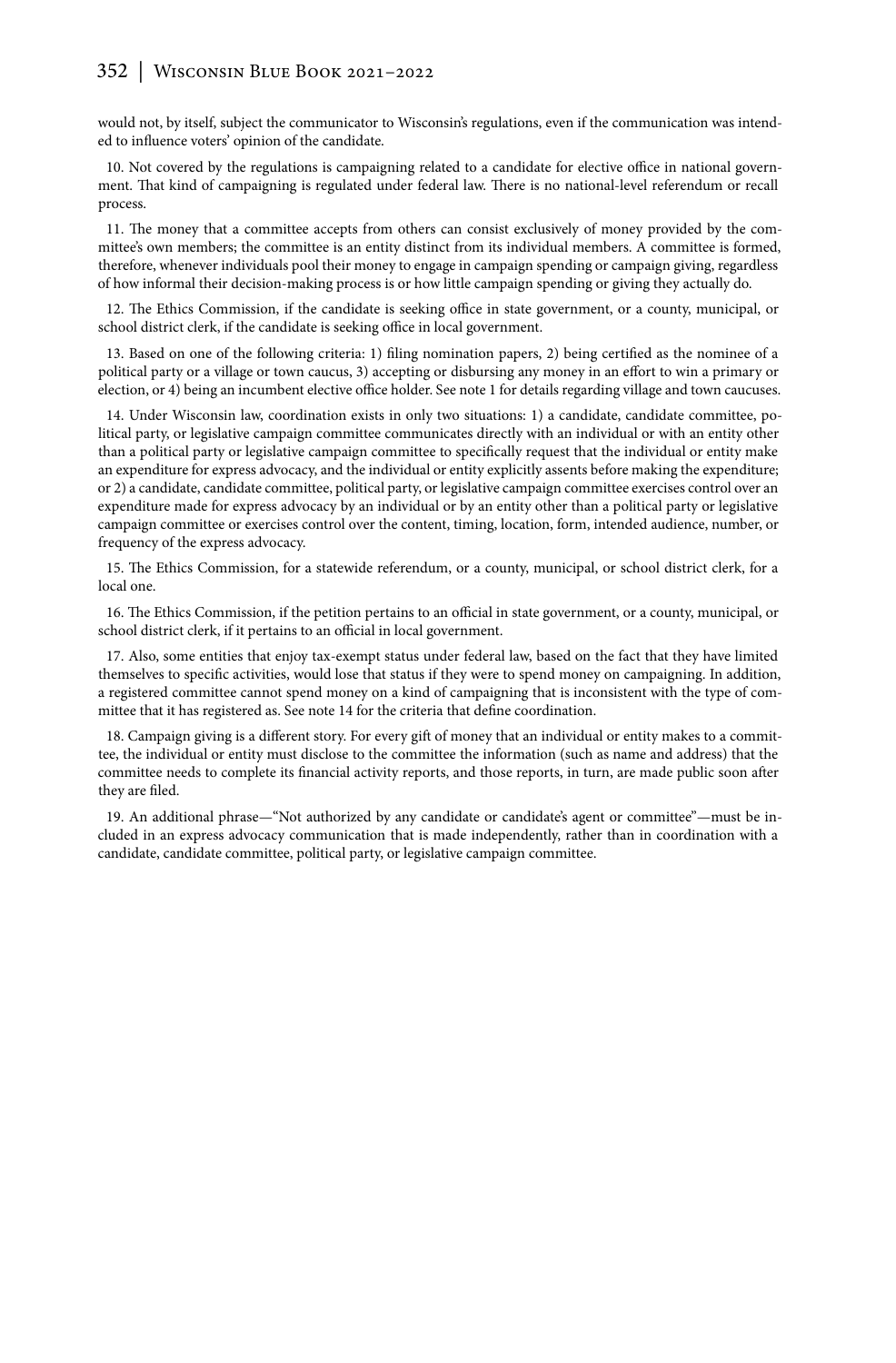would not, by itself, subject the communicator to Wisconsin's regulations, even if the communication was intended to influence voters' opinion of the candidate.

10. Not covered by the regulations is campaigning related to a candidate for elective office in national government. That kind of campaigning is regulated under federal law. There is no national-level referendum or recall process.

11. The money that a committee accepts from others can consist exclusively of money provided by the committee's own members; the committee is an entity distinct from its individual members. A committee is formed, therefore, whenever individuals pool their money to engage in campaign spending or campaign giving, regardless of how informal their decision-making process is or how little campaign spending or giving they actually do.

12. The Ethics Commission, if the candidate is seeking office in state government, or a county, municipal, or school district clerk, if the candidate is seeking office in local government.

13. Based on one of the following criteria: 1) filing nomination papers, 2) being certified as the nominee of a political party or a village or town caucus, 3) accepting or disbursing any money in an effort to win a primary or election, or 4) being an incumbent elective office holder. See note 1 for details regarding village and town caucuses.

14. Under Wisconsin law, coordination exists in only two situations: 1) a candidate, candidate committee, political party, or legislative campaign committee communicates directly with an individual or with an entity other than a political party or legislative campaign committee to specifically request that the individual or entity make an expenditure for express advocacy, and the individual or entity explicitly assents before making the expenditure; or 2) a candidate, candidate committee, political party, or legislative campaign committee exercises control over an expenditure made for express advocacy by an individual or by an entity other than a political party or legislative campaign committee or exercises control over the content, timing, location, form, intended audience, number, or frequency of the express advocacy.

15. The Ethics Commission, for a statewide referendum, or a county, municipal, or school district clerk, for a local one.

16. The Ethics Commission, if the petition pertains to an official in state government, or a county, municipal, or school district clerk, if it pertains to an official in local government.

17. Also, some entities that enjoy tax-exempt status under federal law, based on the fact that they have limited themselves to specific activities, would lose that status if they were to spend money on campaigning. In addition, a registered committee cannot spend money on a kind of campaigning that is inconsistent with the type of committee that it has registered as. See note 14 for the criteria that define coordination.

18. Campaign giving is a different story. For every gift of money that an individual or entity makes to a committee, the individual or entity must disclose to the committee the information (such as name and address) that the committee needs to complete its financial activity reports, and those reports, in turn, are made public soon after they are filed.

19. An additional phrase—"Not authorized by any candidate or candidate's agent or committee"—must be included in an express advocacy communication that is made independently, rather than in coordination with a candidate, candidate committee, political party, or legislative campaign committee.